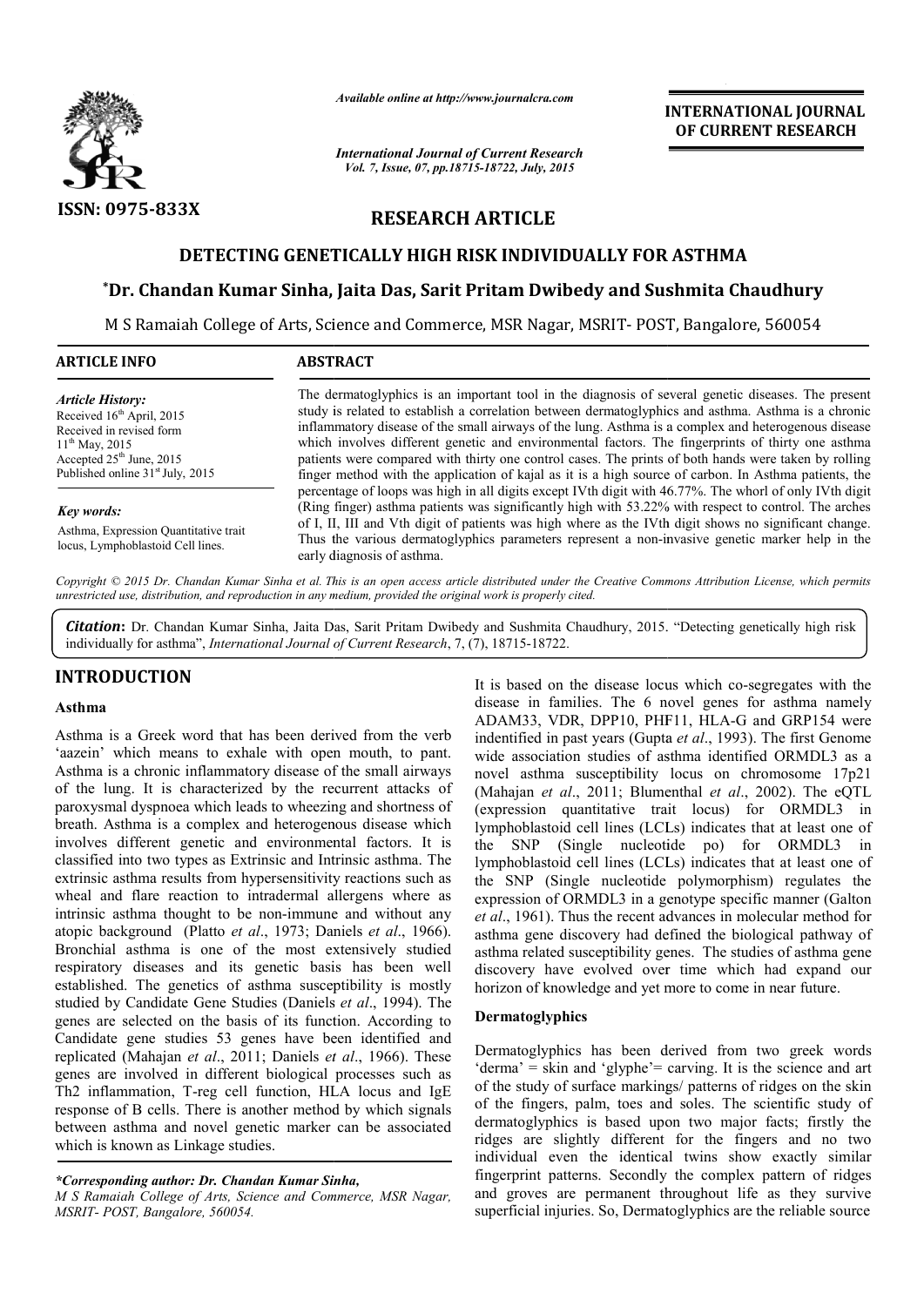ISSN: 0975-833X

*Available online at http://www.journalcra.com*

*International Journal of Current Research*
*Vol. 7, Issue, 07, pp.18715-18722, July, 2015*

**INTERNATIONAL JOURNAL OF CURRENT RESEARCH**

## RESEARCH ARTICLE

# DETECTING GENETICALLY HIGH RISK INDIVIDUALLY FOR ASTHMA

**\*Dr. Chandan Kumar Sinha, Jaita Das, Sarit Pritam Dwibedy and Sushmita Chaudhury**

M S Ramaiah College of Arts, Science and Commerce, MSR Nagar, MSRIT- POST, Bangalore, 560054

**ARTICLE INFO**

*Article History:*
Received 16th April, 2015
Received in revised form
11th May, 2015
Accepted 25th June, 2015
Published online 31st July, 2015

*Key words:*
Asthma, Expression Quantitative trait locus, Lymphoblastoid Cell lines.

**ABSTRACT**

The dermatoglyphics is an important tool in the diagnosis of several genetic diseases. The present study is related to establish a correlation between dermatoglyphics and asthma. Asthma is a chronic inflammatory disease of the small airways of the lung. Asthma is a complex and heterogenous disease which involves different genetic and environmental factors. The fingerprints of thirty one asthma patients were compared with thirty one control cases. The prints of both hands were taken by rolling finger method with the application of kajal as it is a high source of carbon. In Asthma patients, the percentage of loops was high in all digits except IVth digit with 46.77%. The whorl of only IVth digit (Ring finger) asthma patients was significantly high with 53.22% with respect to control. The arches of I, II, III and Vth digit of patients was high where as the IVth digit shows no significant change. Thus the various dermatoglyphics parameters represent a non-invasive genetic marker help in the early diagnosis of asthma.

*Copyright © 2015 Dr. Chandan Kumar Sinha et al. This is an open access article distributed under the Creative Commons Attribution License, which permits unrestricted use, distribution, and reproduction in any medium, provided the original work is properly cited.*

***Citation*:** Dr. Chandan Kumar Sinha, Jaita Das, Sarit Pritam Dwibedy and Sushmita Chaudhury, 2015. "Detecting genetically high risk individually for asthma", *International Journal of Current Research*, 7, (7), 18715-18722.

## INTRODUCTION

### Asthma

Asthma is a Greek word that has been derived from the verb 'aazein' which means to exhale with open mouth, to pant. Asthma is a chronic inflammatory disease of the small airways of the lung. It is characterized by the recurrent attacks of paroxysmal dyspnoea which leads to wheezing and shortness of breath. Asthma is a complex and heterogeneous disease which involves different genetic and environmental factors. It is classified into two types as Extrinsic and Intrinsic asthma. The extrinsic asthma results from hypersensitivity reactions such as wheal and flare reaction to intradermal allergens where as intrinsic asthma thought to be non-immune and without any atopic background (Platto *et al*., 1973; Daniels *et al*., 1966). Bronchial asthma is one of the most extensively studied respiratory diseases and its genetic basis has been well established. The genetics of asthma susceptibility is mostly studied by Candidate Gene Studies (Daniels *et al*., 1994). The genes are selected on the basis of its function. According to Candidate gene studies 53 genes have been identified and replicated (Mahajan *et al*., 2011; Daniels *et al*., 1966). These genes are involved in different biological processes such as Th2 inflammation, T-reg cell function, HLA locus and IgE response of B cells. There is another method by which signals between asthma and novel genetic marker can be associated which is known as Linkage studies.

It is based on the disease locus which co-segregates with the disease in families. The 6 novel genes for asthma namely ADAM33, VDR, DPP10, PHF11, HLA-G and GRP154 were indentified in past years (Gupta *et al*., 1993). The first Genome wide association studies of asthma identified ORMDL3 as a novel asthma susceptibility locus on chromosome 17p21 (Mahajan *et al*., 2011; Blumenthal *et al*., 2002). The eQTL (expression quantitative trait locus) for ORMDL3 in lymphoblastoid cell lines (LCLs) indicates that at least one of the SNP (Single nucleotide po) for ORMDL3 in lymphoblastoid cell lines (LCLs) indicates that at least one of the SNP (Single nucleotide polymorphism) regulates the expression of ORMDL3 in a genotype specific manner (Galton *et al*., 1961). Thus the recent advances in molecular method for asthma gene discovery had defined the biological pathway of asthma related susceptibility genes. The studies of asthma gene discovery have evolved over time which had expand our horizon of knowledge and yet more to come in near future.

### Dermatoglyphics

Dermatoglyphics has been derived from two greek words 'derma' = skin and 'glyphe'= carving. It is the science and art of the study of surface markings/ patterns of ridges on the skin of the fingers, palm, toes and soles. The scientific study of dermatoglyphics is based upon two major facts; firstly the ridges are slightly different for the fingers and no two individual even the identical twins show exactly similar fingerprint patterns. Secondly the complex pattern of ridges and groves are permanent throughout life as they survive superficial injuries. So, Dermatoglyphics are the reliable source

*\*Corresponding author: Dr. Chandan Kumar Sinha,*
*M S Ramaiah College of Arts, Science and Commerce, MSR Nagar, MSRIT- POST, Bangalore, 560054.*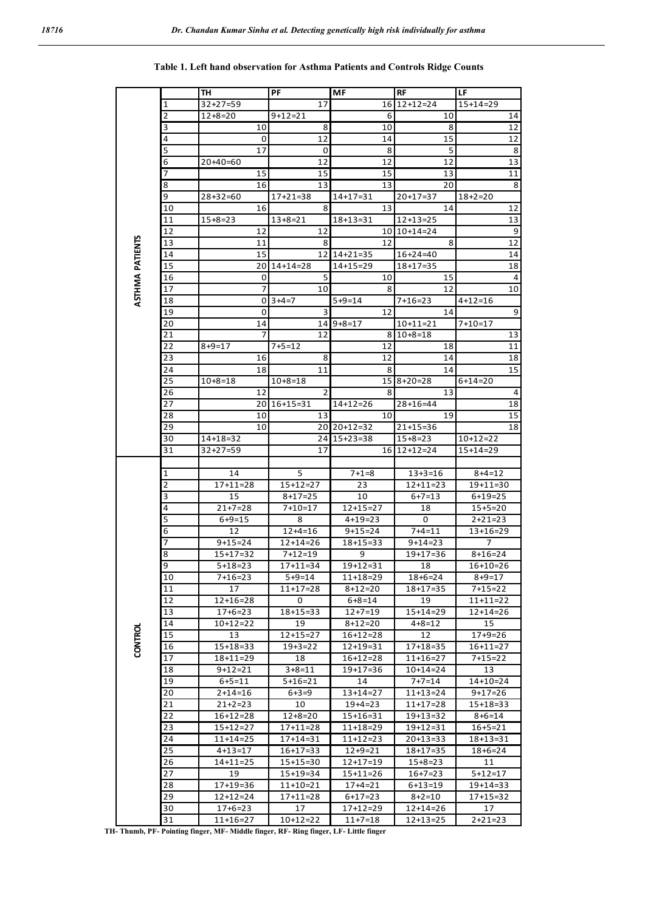**Table 1. Left hand observation for Asthma Patients and Controls Ridge Counts**

| | | TH | PF | MF | RF | LF |
|---|---|---|---|---|---|---|
| ASTHMA PATIENTS | 1 | 32+27=59 | 17 | 16 | 12+12=24 | 15+14=29 |
| | 2 | 12+8=20 | 9+12=21 | 6 | 10 | 14 |
| | 3 | 10 | 8 | 10 | 8 | 12 |
| | 4 | 0 | 12 | 14 | 15 | 12 |
| | 5 | 17 | 0 | 8 | 5 | 8 |
| | 6 | 20+40=60 | 12 | 12 | 12 | 13 |
| | 7 | 15 | 15 | 15 | 13 | 11 |
| | 8 | 16 | 13 | 13 | 20 | 8 |
| | 9 | 28+32=60 | 17+21=38 | 14+17=31 | 20+17=37 | 18+2=20 |
| | 10 | 16 | 8 | 13 | 14 | 12 |
| | 11 | 15+8=23 | 13+8=21 | 18+13=31 | 12+13=25 | 13 |
| | 12 | 12 | 12 | 10 | 10+14=24 | 9 |
| | 13 | 11 | 8 | 12 | 8 | 12 |
| | 14 | 15 | 12 | 14+21=35 | 16+24=40 | 14 |
| | 15 | 20 | 14+14=28 | 14+15=29 | 18+17=35 | 18 |
| | 16 | 0 | 5 | 10 | 15 | 4 |
| | 17 | 7 | 10 | 8 | 12 | 10 |
| | 18 | 0 | 3+4=7 | 5+9=14 | 7+16=23 | 4+12=16 |
| | 19 | 0 | 3 | 12 | 14 | 9 |
| | 20 | 14 | 14 | 9+8=17 | 10+11=21 | 7+10=17 |
| | 21 | 7 | 12 | 8 | 10+8=18 | 13 |
| | 22 | 8+9=17 | 7+5=12 | 12 | 18 | 11 |
| | 23 | 16 | 8 | 12 | 14 | 18 |
| | 24 | 18 | 11 | 8 | 14 | 15 |
| | 25 | 10+8=18 | 10+8=18 | 15 | 8+20=28 | 6+14=20 |
| | 26 | 12 | 2 | 8 | 13 | 4 |
| | 27 | 20 | 16+15=31 | 14+12=26 | 28+16=44 | 18 |
| | 28 | 10 | 13 | 10 | 19 | 15 |
| | 29 | 10 | 20 | 20+12=32 | 21+15=36 | 18 |
| | 30 | 14+18=32 | 24 | 15+23=38 | 15+8=23 | 10+12=22 |
| | 31 | 32+27=59 | 17 | 16 | 12+12=24 | 15+14=29 |
| CONTROL | 1 | 14 | 5 | 7+1=8 | 13+3=16 | 8+4=12 |
| | 2 | 17+11=28 | 15+12=27 | 23 | 12+11=23 | 19+11=30 |
| | 3 | 15 | 8+17=25 | 10 | 6+7=13 | 6+19=25 |
| | 4 | 21+7=28 | 7+10=17 | 12+15=27 | 18 | 15+5=20 |
| | 5 | 6+9=15 | 8 | 4+19=23 | 0 | 2+21=23 |
| | 6 | 12 | 12+4=16 | 9+15=24 | 7+4=11 | 13+16=29 |
| | 7 | 9+15=24 | 12+14=26 | 18+15=33 | 9+14=23 | 7 |
| | 8 | 15+17=32 | 7+12=19 | 9 | 19+17=36 | 8+16=24 |
| | 9 | 5+18=23 | 17+11=34 | 19+12=31 | 18 | 16+10=26 |
| | 10 | 7+16=23 | 5+9=14 | 11+18=29 | 18+6=24 | 8+9=17 |
| | 11 | 17 | 11+17=28 | 8+12=20 | 18+17=35 | 7+15=22 |
| | 12 | 12+16=28 | 0 | 6+8=14 | 19 | 11+11=22 |
| | 13 | 17+6=23 | 18+15=33 | 12+7=19 | 15+14=29 | 12+14=26 |
| | 14 | 10+12=22 | 19 | 8+12=20 | 4+8=12 | 15 |
| | 15 | 13 | 12+15=27 | 16+12=28 | 12 | 17+9=26 |
| | 16 | 15+18=33 | 19+3=22 | 12+19=31 | 17+18=35 | 16+11=27 |
| | 17 | 18+11=29 | 18 | 16+12=28 | 11+16=27 | 7+15=22 |
| | 18 | 9+12=21 | 3+8=11 | 19+17=36 | 10+14=24 | 13 |
| | 19 | 6+5=11 | 5+16=21 | 14 | 7+7=14 | 14+10=24 |
| | 20 | 2+14=16 | 6+3=9 | 13+14=27 | 11+13=24 | 9+17=26 |
| | 21 | 21+2=23 | 10 | 19+4=23 | 11+17=28 | 15+18=33 |
| | 22 | 16+12=28 | 12+8=20 | 15+16=31 | 19+13=32 | 8+6=14 |
| | 23 | 15+12=27 | 17+11=28 | 11+18=29 | 19+12=31 | 16+5=21 |
| | 24 | 11+14=25 | 17+14=31 | 11+12=23 | 20+13=33 | 18+13=31 |
| | 25 | 4+13=17 | 16+17=33 | 12+9=21 | 18+17=35 | 18+6=24 |
| | 26 | 14+11=25 | 15+15=30 | 12+17=19 | 15+8=23 | 11 |
| | 27 | 19 | 15+19=34 | 15+11=26 | 16+7=23 | 5+12=17 |
| | 28 | 17+19=36 | 11+10=21 | 17+4=21 | 6+13=19 | 19+14=33 |
| | 29 | 12+12=24 | 17+11=28 | 6+17=23 | 8+2=10 | 17+15=32 |
| | 30 | 17+6=23 | 17 | 17+12=29 | 12+14=26 | 17 |
| | 31 | 11+16=27 | 10+12=22 | 11+7=18 | 12+13=25 | 2+21=23 |

**TH- Thumb, PF- Pointing finger, MF- Middle finger, RF- Ring finger, LF- Little finger**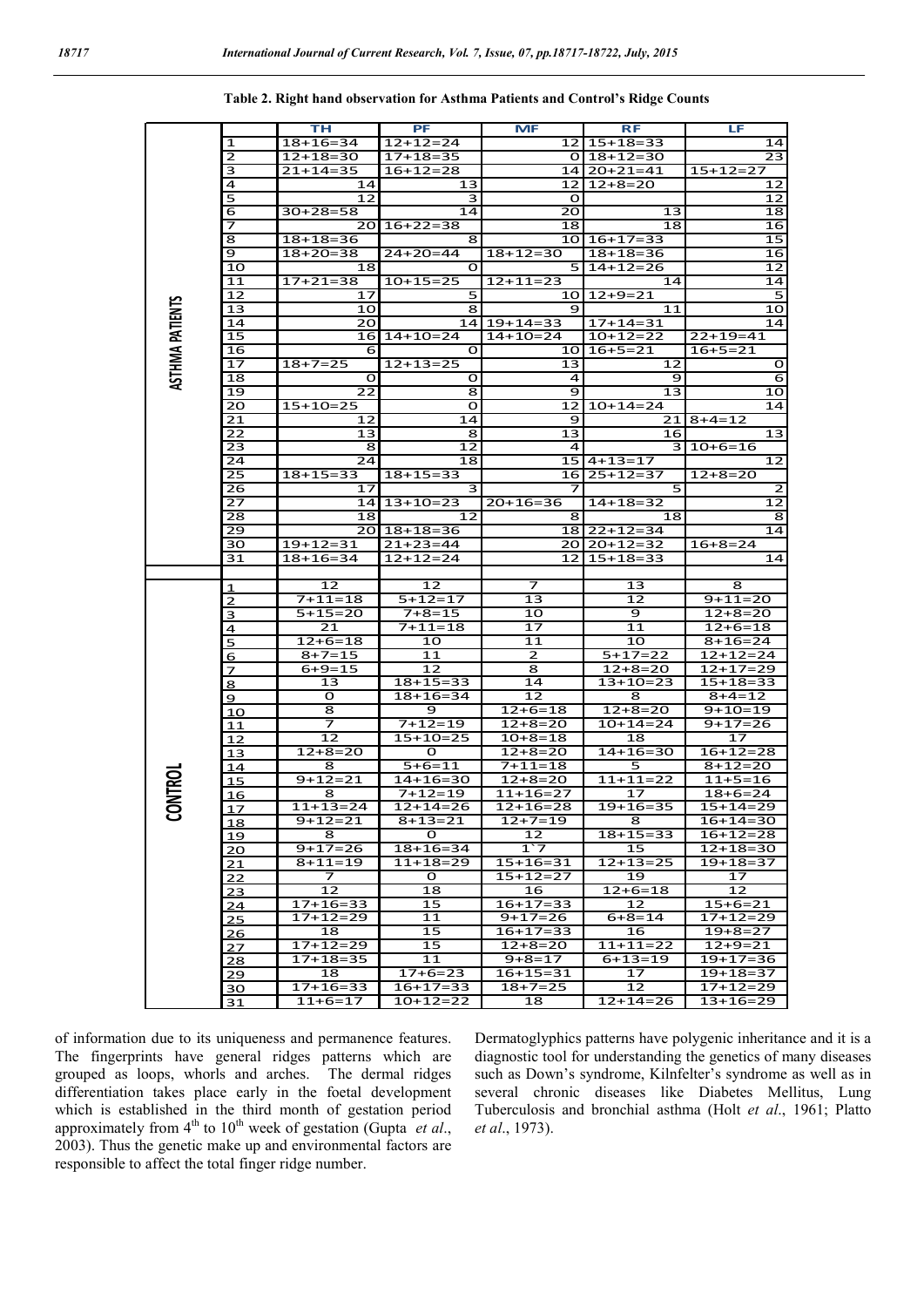**Table 2. Right hand observation for Asthma Patients and Control's Ridge Counts**

| | | TH | PF | MF | RF | LF |
|---|---|---|---|---|---|---|
| ASTHMA PATIENTS | 1 | 18+16=34 | 12+12=24 | 12 | 15+18=33 | 14 |
| | 2 | 12+18=30 | 17+18=35 | 0 | 18+12=30 | 23 |
| | 3 | 21+14=35 | 16+12=28 | 14 | 20+21=41 | 15+12=27 |
| | 4 | 14 | 13 | 12 | 12+8=20 | 12 |
| | 5 | 12 | 3 | 0 | | 12 |
| | 6 | 30+28=58 | 14 | 20 | 13 | 18 |
| | 7 | 20 | 16+22=38 | 18 | 18 | 16 |
| | 8 | 18+18=36 | 8 | 10 | 16+17=33 | 15 |
| | 9 | 18+20=38 | 24+20=44 | 18+12=30 | 18+18=36 | 16 |
| | 10 | 18 | 0 | 5 | 14+12=26 | 12 |
| | 11 | 17+21=38 | 10+15=25 | 12+11=23 | 14 | 14 |
| | 12 | 17 | 5 | 10 | 12+9=21 | 5 |
| | 13 | 10 | 8 | 9 | 11 | 10 |
| | 14 | 20 | 14 | 19+14=33 | 17+14=31 | 14 |
| | 15 | 16 | 14+10=24 | 14+10=24 | 10+12=22 | 22+19=41 |
| | 16 | 6 | 0 | 10 | 16+5=21 | 16+5=21 |
| | 17 | 18+7=25 | 12+13=25 | 13 | 12 | 0 |
| | 18 | 0 | 0 | 4 | 9 | 6 |
| | 19 | 22 | 8 | 9 | 13 | 10 |
| | 20 | 15+10=25 | 0 | 12 | 10+14=24 | 14 |
| | 21 | 12 | 14 | 9 | 21 | 8+4=12 |
| | 22 | 13 | 8 | 13 | 16 | 13 |
| | 23 | 8 | 12 | 4 | 3 | 10+6=16 |
| | 24 | 24 | 18 | 15 | 4+13=17 | 12 |
| | 25 | 18+15=33 | 18+15=33 | 16 | 25+12=37 | 12+8=20 |
| | 26 | 17 | 3 | 7 | 5 | 2 |
| | 27 | 14 | 13+10=23 | 20+16=36 | 14+18=32 | 12 |
| | 28 | 18 | 12 | 8 | 18 | 8 |
| | 29 | 20 | 18+18=36 | 18 | 22+12=34 | 14 |
| | 30 | 19+12=31 | 21+23=44 | 20 | 20+12=32 | 16+8=24 |
| | 31 | 18+16=34 | 12+12=24 | 12 | 15+18=33 | 14 |
| CONTROL | 1 | 12 | 12 | 7 | 13 | 8 |
| | 2 | 7+11=18 | 5+12=17 | 13 | 12 | 9+11=20 |
| | 3 | 5+15=20 | 7+8=15 | 10 | 9 | 12+8=20 |
| | 4 | 21 | 7+11=18 | 17 | 11 | 12+6=18 |
| | 5 | 12+6=18 | 10 | 11 | 10 | 8+16=24 |
| | 6 | 8+7=15 | 11 | 2 | 5+17=22 | 12+12=24 |
| | 7 | 6+9=15 | 12 | 8 | 12+8=20 | 12+17=29 |
| | 8 | 13 | 18+15=33 | 14 | 13+10=23 | 15+18=33 |
| | 9 | 0 | 18+16=34 | 12 | 8 | 8+4=12 |
| | 10 | 8 | 9 | 12+6=18 | 12+8=20 | 9+10=19 |
| | 11 | 7 | 7+12=19 | 12+8=20 | 10+14=24 | 9+17=26 |
| | 12 | 12 | 15+10=25 | 10+8=18 | 18 | 17 |
| | 13 | 12+8=20 | 0 | 12+8=20 | 14+16=30 | 16+12=28 |
| | 14 | 8 | 5+6=11 | 7+11=18 | 5 | 8+12=20 |
| | 15 | 9+12=21 | 14+16=30 | 12+8=20 | 11+11=22 | 11+5=16 |
| | 16 | 8 | 7+12=19 | 11+16=27 | 17 | 18+6=24 |
| | 17 | 11+13=24 | 12+14=26 | 12+16=28 | 19+16=35 | 15+14=29 |
| | 18 | 9+12=21 | 8+13=21 | 12+7=19 | 8 | 16+14=30 |
| | 19 | 8 | 0 | 12 | 18+15=33 | 16+12=28 |
| | 20 | 9+17=26 | 18+16=34 | 1`7 | 15 | 12+18=30 |
| | 21 | 8+11=19 | 11+18=29 | 15+16=31 | 12+13=25 | 19+18=37 |
| | 22 | 7 | 0 | 15+12=27 | 19 | 17 |
| | 23 | 12 | 18 | 16 | 12+6=18 | 12 |
| | 24 | 17+16=33 | 15 | 16+17=33 | 12 | 15+6=21 |
| | 25 | 17+12=29 | 11 | 9+17=26 | 6+8=14 | 17+12=29 |
| | 26 | 18 | 15 | 16+17=33 | 16 | 19+8=27 |
| | 27 | 17+12=29 | 15 | 12+8=20 | 11+11=22 | 12+9=21 |
| | 28 | 17+18=35 | 11 | 9+8=17 | 6+13=19 | 19+17=36 |
| | 29 | 18 | 17+6=23 | 16+15=31 | 17 | 19+18=37 |
| | 30 | 17+16=33 | 16+17=33 | 18+7=25 | 12 | 17+12=29 |
| | 31 | 11+6=17 | 10+12=22 | 18 | 12+14=26 | 13+16=29 |

of information due to its uniqueness and permanence features. The fingerprints have general ridges patterns which are grouped as loops, whorls and arches. The dermal ridges differentiation takes place early in the foetal development which is established in the third month of gestation period approximately from 4th to 10th week of gestation (Gupta *et al*., 2003). Thus the genetic make up and environmental factors are responsible to affect the total finger ridge number.

Dermatoglyphics patterns have polygenic inheritance and it is a diagnostic tool for understanding the genetics of many diseases such as Down's syndrome, Kilnfelter's syndrome as well as in several chronic diseases like Diabetes Mellitus, Lung Tuberculosis and bronchial asthma (Holt *et al*., 1961; Platto *et al*., 1973).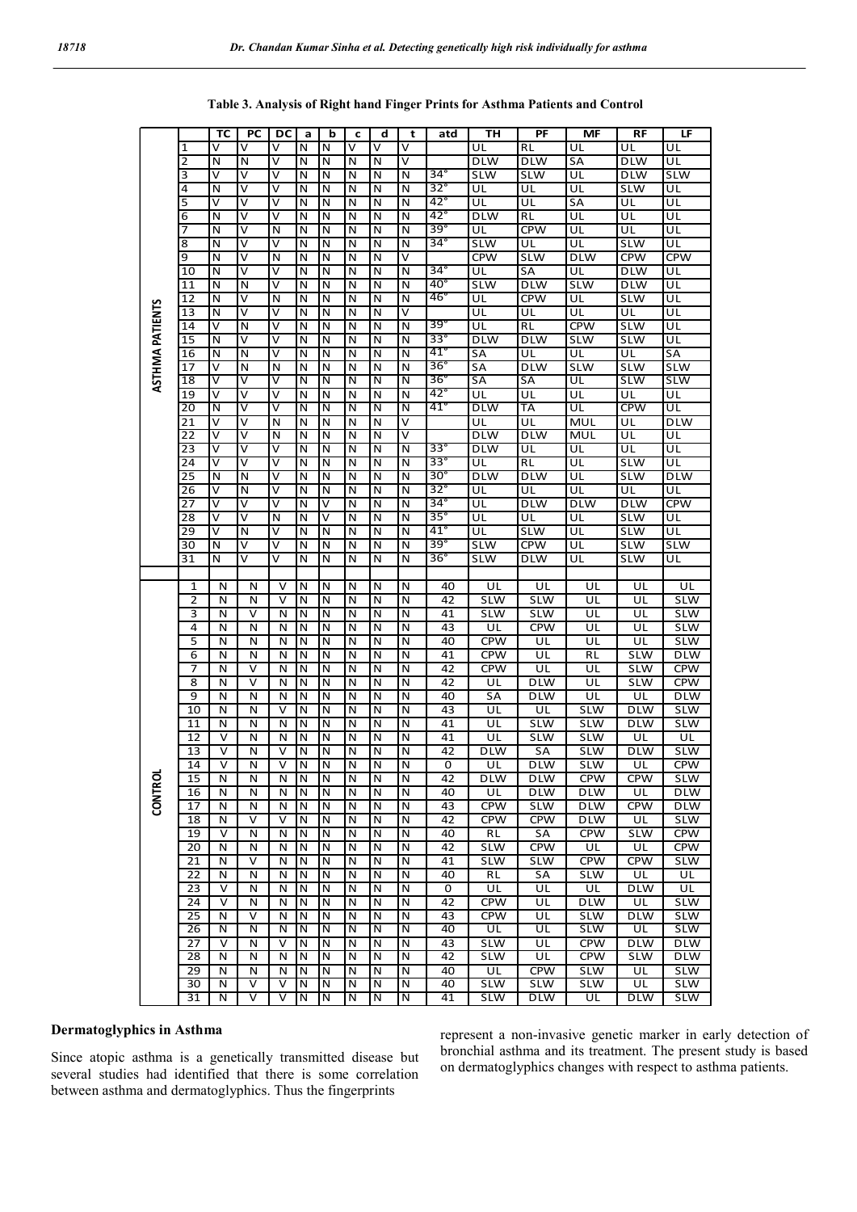**Table 3. Analysis of Right hand Finger Prints for Asthma Patients and Control**

| | | TC | PC | DC | a | b | c | d | t | atd | TH | PF | MF | RF | LF |
|---|---|---|---|---|---|---|---|---|---|---|---|---|---|---|---|
| ASTHMA PATIENTS | 1 | V | V | V | N | N | V | V | V | | UL | RL | UL | UL | UL |
| | 2 | N | N | V | N | N | N | N | V | | DLW | DLW | SA | DLW | UL |
| | 3 | V | V | V | N | N | N | N | N | 34° | SLW | SLW | UL | DLW | SLW |
| | 4 | N | V | V | N | N | N | N | N | 32° | UL | UL | UL | SLW | UL |
| | 5 | V | V | V | N | N | N | N | N | 42° | UL | UL | SA | UL | UL |
| | 6 | N | V | V | N | N | N | N | N | 42° | DLW | RL | UL | UL | UL |
| | 7 | N | V | N | N | N | N | N | N | 39° | UL | CPW | UL | UL | UL |
| | 8 | N | V | V | N | N | N | N | N | 34° | SLW | UL | UL | SLW | UL |
| | 9 | N | V | N | N | N | N | N | V | | CPW | SLW | DLW | CPW | CPW |
| | 10 | N | V | V | N | N | N | N | N | 34° | UL | SA | UL | DLW | UL |
| | 11 | N | N | V | N | N | N | N | N | 40° | SLW | DLW | SLW | DLW | UL |
| | 12 | N | V | N | N | N | N | N | N | 46° | UL | CPW | UL | SLW | UL |
| | 13 | N | V | V | N | N | N | N | V | | UL | UL | UL | UL | UL |
| | 14 | V | N | V | N | N | N | N | N | 39° | UL | RL | CPW | SLW | UL |
| | 15 | N | V | V | N | N | N | N | N | 33° | DLW | DLW | SLW | SLW | UL |
| | 16 | N | N | V | N | N | N | N | N | 41° | SA | UL | UL | UL | SA |
| | 17 | V | N | N | N | N | N | N | N | 36° | SA | DLW | SLW | SLW | SLW |
| | 18 | V | V | V | N | N | N | N | N | 36° | SA | SA | UL | SLW | SLW |
| | 19 | V | V | V | N | N | N | N | N | 42° | UL | UL | UL | UL | UL |
| | 20 | N | V | V | N | N | N | N | N | 41° | DLW | TA | UL | CPW | UL |
| | 21 | V | V | N | N | N | N | N | V | | UL | UL | MUL | UL | DLW |
| | 22 | V | V | N | N | N | N | N | V | | DLW | DLW | MUL | UL | UL |
| | 23 | V | V | V | N | N | N | N | N | 33° | DLW | UL | UL | UL | UL |
| | 24 | V | V | V | N | N | N | N | N | 33° | UL | RL | UL | SLW | UL |
| | 25 | N | N | V | N | N | N | N | N | 30° | DLW | DLW | UL | SLW | DLW |
| | 26 | V | N | V | N | N | N | N | N | 32° | UL | UL | UL | UL | UL |
| | 27 | V | V | V | N | V | N | N | N | 34° | UL | DLW | DLW | DLW | CPW |
| | 28 | V | V | N | N | V | N | N | N | 35° | UL | UL | UL | SLW | UL |
| | 29 | V | N | V | N | N | N | N | N | 41° | UL | SLW | UL | SLW | UL |
| | 30 | N | V | V | N | N | N | N | N | 39° | SLW | CPW | UL | SLW | SLW |
| | 31 | N | V | V | N | N | N | N | N | 36° | SLW | DLW | UL | SLW | UL |
| | | | | | | | | | | | | | | | |
| CONTROL | 1 | N | N | V | N | N | N | N | N | 40 | UL | UL | UL | UL | UL |
| | 2 | N | N | V | N | N | N | N | N | 42 | SLW | SLW | UL | UL | SLW |
| | 3 | N | V | N | N | N | N | N | N | 41 | SLW | SLW | UL | UL | SLW |
| | 4 | N | N | N | N | N | N | N | N | 43 | UL | CPW | UL | UL | SLW |
| | 5 | N | N | N | N | N | N | N | N | 40 | CPW | UL | UL | UL | SLW |
| | 6 | N | N | N | N | N | N | N | N | 41 | CPW | UL | RL | SLW | DLW |
| | 7 | N | V | N | N | N | N | N | N | 42 | CPW | UL | UL | SLW | CPW |
| | 8 | N | V | N | N | N | N | N | N | 42 | UL | DLW | UL | SLW | CPW |
| | 9 | N | N | N | N | N | N | N | N | 40 | SA | DLW | UL | UL | DLW |
| | 10 | N | N | V | N | N | N | N | N | 43 | UL | UL | SLW | DLW | SLW |
| | 11 | N | N | N | N | N | N | N | N | 41 | UL | SLW | SLW | DLW | SLW |
| | 12 | V | N | N | N | N | N | N | N | 41 | UL | SLW | SLW | UL | UL |
| | 13 | V | N | V | N | N | N | N | N | 42 | DLW | SA | SLW | DLW | SLW |
| | 14 | V | N | V | N | N | N | N | N | 0 | UL | DLW | SLW | UL | CPW |
| | 15 | N | N | N | N | N | N | N | N | 42 | DLW | DLW | CPW | CPW | SLW |
| | 16 | N | N | N | N | N | N | N | N | 40 | UL | DLW | DLW | UL | DLW |
| | 17 | N | N | N | N | N | N | N | N | 43 | CPW | SLW | DLW | CPW | DLW |
| | 18 | N | V | V | N | N | N | N | N | 42 | CPW | CPW | DLW | UL | SLW |
| | 19 | V | N | N | N | N | N | N | N | 40 | RL | SA | CPW | SLW | CPW |
| | 20 | N | N | N | N | N | N | N | N | 42 | SLW | CPW | UL | UL | CPW |
| | 21 | N | V | N | N | N | N | N | N | 41 | SLW | SLW | CPW | CPW | SLW |
| | 22 | N | N | N | N | N | N | N | N | 40 | RL | SA | SLW | UL | UL |
| | 23 | V | N | N | N | N | N | N | N | 0 | UL | UL | UL | DLW | UL |
| | 24 | V | N | N | N | N | N | N | N | 42 | CPW | UL | DLW | UL | SLW |
| | 25 | N | V | N | N | N | N | N | N | 43 | CPW | UL | SLW | DLW | SLW |
| | 26 | N | N | N | N | N | N | N | N | 40 | UL | UL | SLW | UL | SLW |
| | 27 | V | N | V | N | N | N | N | N | 43 | SLW | UL | CPW | DLW | DLW |
| | 28 | N | N | N | N | N | N | N | N | 42 | SLW | UL | CPW | SLW | DLW |
| | 29 | N | N | N | N | N | N | N | N | 40 | UL | CPW | SLW | UL | SLW |
| | 30 | N | V | V | N | N | N | N | N | 40 | SLW | SLW | SLW | UL | SLW |
| | 31 | N | V | V | N | N | N | N | N | 41 | SLW | DLW | UL | DLW | SLW |

## Dermatoglyphics in Asthma

Since atopic asthma is a genetically transmitted disease but several studies had identified that there is some correlation between asthma and dermatoglyphics. Thus the fingerprints represent a non-invasive genetic marker in early detection of bronchial asthma and its treatment. The present study is based on dermatoglyphics changes with respect to asthma patients.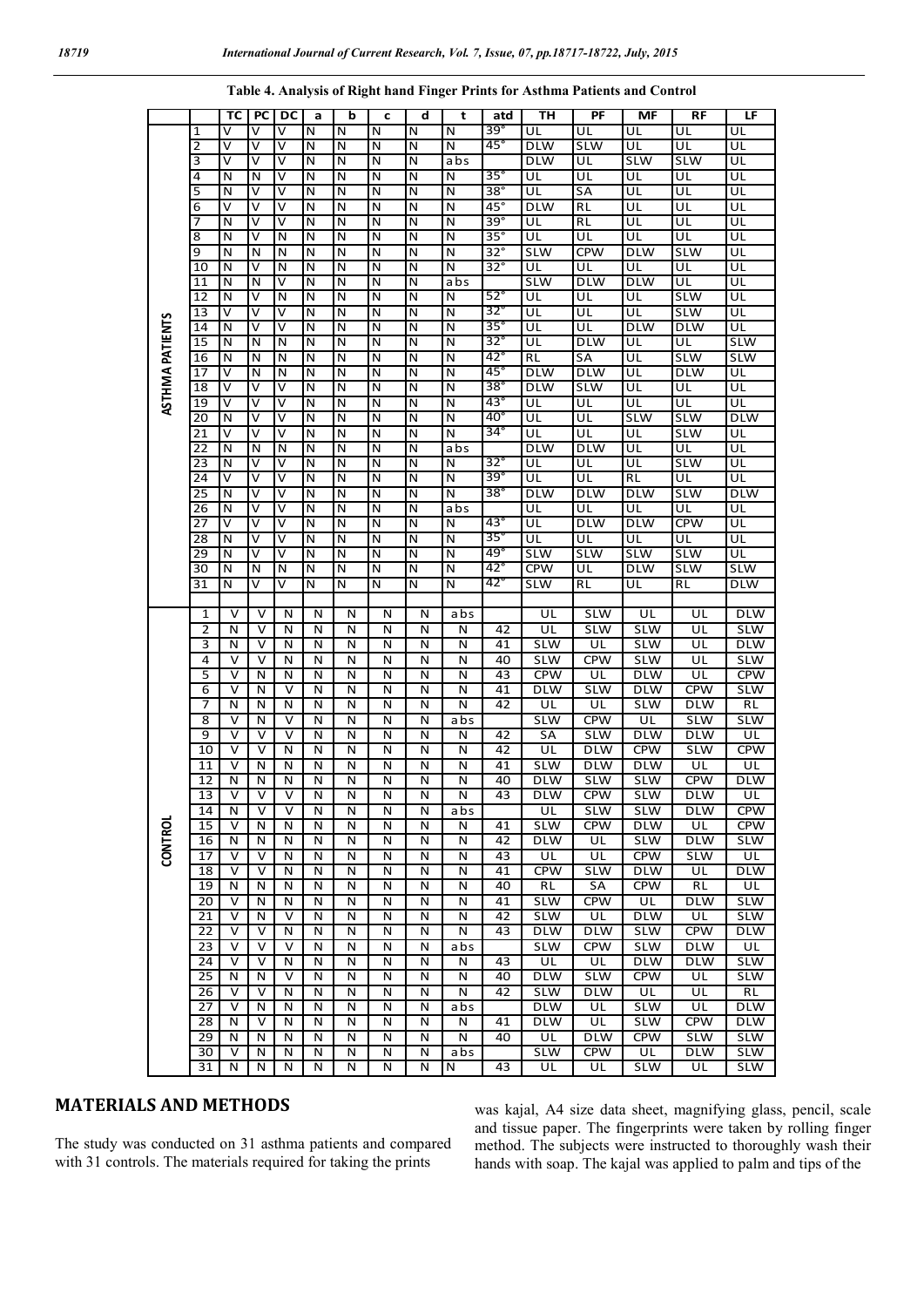**Table 4. Analysis of Right hand Finger Prints for Asthma Patients and Control**

| | | TC | PC | DC | a | b | c | d | t | atd | TH | PF | MF | RF | LF |
|---|---|---|---|---|---|---|---|---|---|---|---|---|---|---|---|
| ASTHMA PATIENTS | 1 | V | V | V | N | N | N | N | N | 39° | UL | UL | UL | UL | UL |
| | 2 | V | V | V | N | N | N | N | N | 45° | DLW | SLW | UL | UL | UL |
| | 3 | V | V | V | N | N | N | N | abs | | DLW | UL | SLW | SLW | UL |
| | 4 | N | N | V | N | N | N | N | N | 35° | UL | UL | UL | UL | UL |
| | 5 | N | V | V | N | N | N | N | N | 38° | UL | SA | UL | UL | UL |
| | 6 | V | V | V | N | N | N | N | N | 45° | DLW | RL | UL | UL | UL |
| | 7 | N | V | V | N | N | N | N | N | 39° | UL | RL | UL | UL | UL |
| | 8 | N | V | N | N | N | N | N | N | 35° | UL | UL | UL | UL | UL |
| | 9 | N | N | N | N | N | N | N | N | 32° | SLW | CPW | DLW | SLW | UL |
| | 10 | N | V | N | N | N | N | N | N | 32° | UL | UL | UL | UL | UL |
| | 11 | N | N | V | N | N | N | N | abs | | SLW | DLW | DLW | UL | UL |
| | 12 | N | V | N | N | N | N | N | N | 52° | UL | UL | UL | SLW | UL |
| | 13 | V | V | V | N | N | N | N | N | 32° | UL | UL | UL | SLW | UL |
| | 14 | N | V | V | N | N | N | N | N | 35° | UL | UL | DLW | DLW | UL |
| | 15 | N | N | N | N | N | N | N | N | 32° | UL | DLW | UL | UL | SLW |
| | 16 | N | N | N | N | N | N | N | N | 42° | RL | SA | UL | SLW | SLW |
| | 17 | V | N | N | N | N | N | N | N | 45° | DLW | DLW | UL | DLW | UL |
| | 18 | V | V | V | N | N | N | N | N | 38° | DLW | SLW | UL | UL | UL |
| | 19 | V | V | V | N | N | N | N | N | 43° | UL | UL | UL | UL | UL |
| | 20 | N | V | V | N | N | N | N | N | 40° | UL | UL | SLW | SLW | DLW |
| | 21 | V | V | V | N | N | N | N | N | 34° | UL | UL | UL | SLW | UL |
| | 22 | N | N | N | N | N | N | N | abs | | DLW | DLW | UL | UL | UL |
| | 23 | N | V | V | N | N | N | N | N | 32° | UL | UL | UL | SLW | UL |
| | 24 | V | V | V | N | N | N | N | N | 39° | UL | UL | RL | UL | UL |
| | 25 | N | V | V | N | N | N | N | N | 38° | DLW | DLW | DLW | SLW | DLW |
| | 26 | N | V | V | N | N | N | N | abs | | UL | UL | UL | UL | UL |
| | 27 | V | V | V | N | N | N | N | N | 43° | UL | DLW | DLW | CPW | UL |
| | 28 | N | V | V | N | N | N | N | N | 35° | UL | UL | UL | UL | UL |
| | 29 | N | V | V | N | N | N | N | N | 49° | SLW | SLW | SLW | SLW | UL |
| | 30 | N | N | N | N | N | N | N | N | 42° | CPW | UL | DLW | SLW | SLW |
| | 31 | N | V | V | N | N | N | N | N | 42° | SLW | RL | UL | RL | DLW |
| CONTROL | 1 | V | V | N | N | N | N | N | abs | | UL | SLW | UL | UL | DLW |
| | 2 | N | V | N | N | N | N | N | N | 42 | UL | SLW | SLW | UL | SLW |
| | 3 | N | V | N | N | N | N | N | N | 41 | SLW | UL | SLW | UL | DLW |
| | 4 | V | V | N | N | N | N | N | N | 40 | SLW | CPW | SLW | UL | SLW |
| | 5 | V | N | N | N | N | N | N | N | 43 | CPW | UL | DLW | UL | CPW |
| | 6 | V | N | V | N | N | N | N | N | 41 | DLW | SLW | DLW | CPW | SLW |
| | 7 | N | N | N | N | N | N | N | N | 42 | UL | UL | SLW | DLW | RL |
| | 8 | V | N | V | N | N | N | N | abs | | SLW | CPW | UL | SLW | SLW |
| | 9 | V | V | V | N | N | N | N | N | 42 | SA | SLW | DLW | DLW | UL |
| | 10 | V | V | N | N | N | N | N | N | 42 | UL | DLW | CPW | SLW | CPW |
| | 11 | V | N | N | N | N | N | N | N | 41 | SLW | DLW | DLW | UL | UL |
| | 12 | N | N | N | N | N | N | N | N | 40 | DLW | SLW | SLW | CPW | DLW |
| | 13 | V | V | V | N | N | N | N | N | 43 | DLW | CPW | SLW | DLW | UL |
| | 14 | N | V | V | N | N | N | N | abs | | UL | SLW | SLW | DLW | CPW |
| | 15 | V | N | N | N | N | N | N | N | 41 | SLW | CPW | DLW | UL | CPW |
| | 16 | N | N | N | N | N | N | N | N | 42 | DLW | UL | SLW | DLW | SLW |
| | 17 | V | V | N | N | N | N | N | N | 43 | UL | UL | CPW | SLW | UL |
| | 18 | V | V | N | N | N | N | N | N | 41 | CPW | SLW | DLW | UL | DLW |
| | 19 | N | N | N | N | N | N | N | N | 40 | RL | SA | CPW | RL | UL |
| | 20 | V | N | N | N | N | N | N | N | 41 | SLW | CPW | UL | DLW | SLW |
| | 21 | V | N | V | N | N | N | N | N | 42 | SLW | UL | DLW | UL | SLW |
| | 22 | V | V | N | N | N | N | N | N | 43 | DLW | DLW | SLW | CPW | DLW |
| | 23 | V | V | V | N | N | N | N | abs | | SLW | CPW | SLW | DLW | UL |
| | 24 | V | V | N | N | N | N | N | N | 43 | UL | UL | DLW | DLW | SLW |
| | 25 | N | N | V | N | N | N | N | N | 40 | DLW | SLW | CPW | UL | SLW |
| | 26 | V | V | N | N | N | N | N | N | 42 | SLW | DLW | UL | UL | RL |
| | 27 | V | N | N | N | N | N | N | abs | | DLW | UL | SLW | UL | DLW |
| | 28 | N | V | N | N | N | N | N | N | 41 | DLW | UL | SLW | CPW | DLW |
| | 29 | N | N | N | N | N | N | N | N | 40 | UL | DLW | CPW | SLW | SLW |
| | 30 | V | N | N | N | N | N | N | abs | | SLW | CPW | UL | DLW | SLW |
| | 31 | N | N | N | N | N | N | N | N | 43 | UL | UL | SLW | UL | SLW |

## MATERIALS AND METHODS

The study was conducted on 31 asthma patients and compared with 31 controls. The materials required for taking the prints was kajal, A4 size data sheet, magnifying glass, pencil, scale and tissue paper. The fingerprints were taken by rolling finger method. The subjects were instructed to thoroughly wash their hands with soap. The kajal was applied to palm and tips of the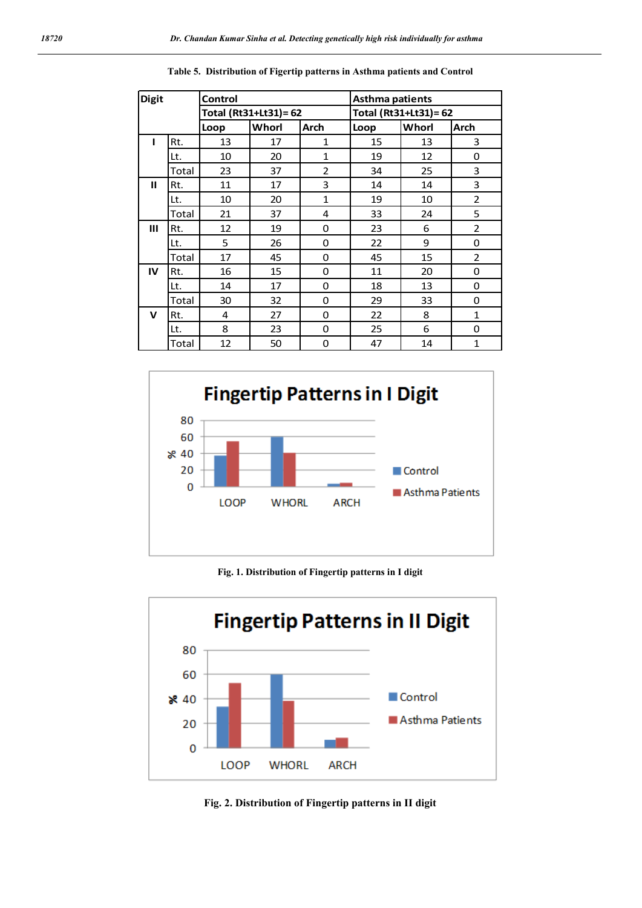**Table 5. Distribution of Figertip patterns in Asthma patients and Control**

| Digit | | Control | | | Asthma patients | | |
|---|---|---|---|---|---|---|---|
| | | Total (Rt31+Lt31)= 62 | | | Total (Rt31+Lt31)= 62 | | |
| | | Loop | Whorl | Arch | Loop | Whorl | Arch |
| I | Rt. | 13 | 17 | 1 | 15 | 13 | 3 |
| | Lt. | 10 | 20 | 1 | 19 | 12 | 0 |
| | Total | 23 | 37 | 2 | 34 | 25 | 3 |
| II | Rt. | 11 | 17 | 3 | 14 | 14 | 3 |
| | Lt. | 10 | 20 | 1 | 19 | 10 | 2 |
| | Total | 21 | 37 | 4 | 33 | 24 | 5 |
| III | Rt. | 12 | 19 | 0 | 23 | 6 | 2 |
| | Lt. | 5 | 26 | 0 | 22 | 9 | 0 |
| | Total | 17 | 45 | 0 | 45 | 15 | 2 |
| IV | Rt. | 16 | 15 | 0 | 11 | 20 | 0 |
| | Lt. | 14 | 17 | 0 | 18 | 13 | 0 |
| | Total | 30 | 32 | 0 | 29 | 33 | 0 |
| V | Rt. | 4 | 27 | 0 | 22 | 8 | 1 |
| | Lt. | 8 | 23 | 0 | 25 | 6 | 0 |
| | Total | 12 | 50 | 0 | 47 | 14 | 1 |

Fingertip Patterns in I Digit

80
60
% 40
20
0

LOOP WHORL ARCH

Control
Asthma Patients

**Fig. 1. Distribution of Fingertip patterns in I digit**

Fingertip Patterns in II Digit

80
60
% 40
20
0

LOOP WHORL ARCH

Control
Asthma Patients

**Fig. 2. Distribution of Fingertip patterns in II digit**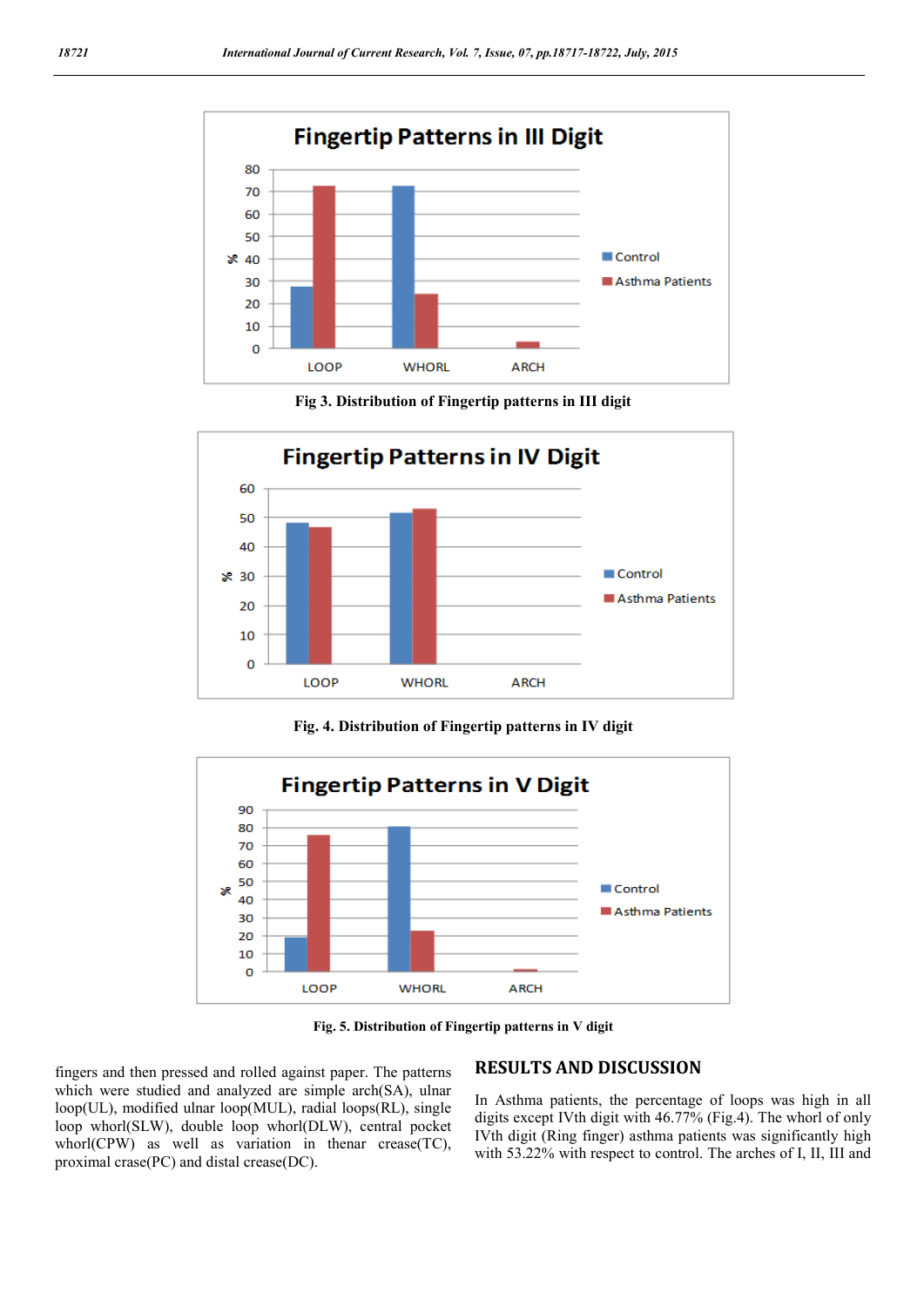Fingertip Patterns in III Digit

80
70
60
50
% 40
30
20
10
0

LOOP
WHORL
ARCH

Control
Asthma Patients

**Fig 3. Distribution of Fingertip patterns in III digit**

Fingertip Patterns in IV Digit

60
50
40
% 30
20
10
0

LOOP
WHORL
ARCH

Control
Asthma Patients

**Fig. 4. Distribution of Fingertip patterns in IV digit**

Fingertip Patterns in V Digit

90
80
70
60
50
% 40
30
20
10
0

LOOP
WHORL
ARCH

Control
Asthma Patients

**Fig. 5. Distribution of Fingertip patterns in V digit**

fingers and then pressed and rolled against paper. The patterns which were studied and analyzed are simple arch(SA), ulnar loop(UL), modified ulnar loop(MUL), radial loops(RL), single loop whorl(SLW), double loop whorl(DLW), central pocket whorl(CPW) as well as variation in thenar crease(TC), proximal crase(PC) and distal crease(DC).

## RESULTS AND DISCUSSION

In Asthma patients, the percentage of loops was high in all digits except IVth digit with 46.77% (Fig.4). The whorl of only IVth digit (Ring finger) asthma patients was significantly high with 53.22% with respect to control. The arches of I, II, III and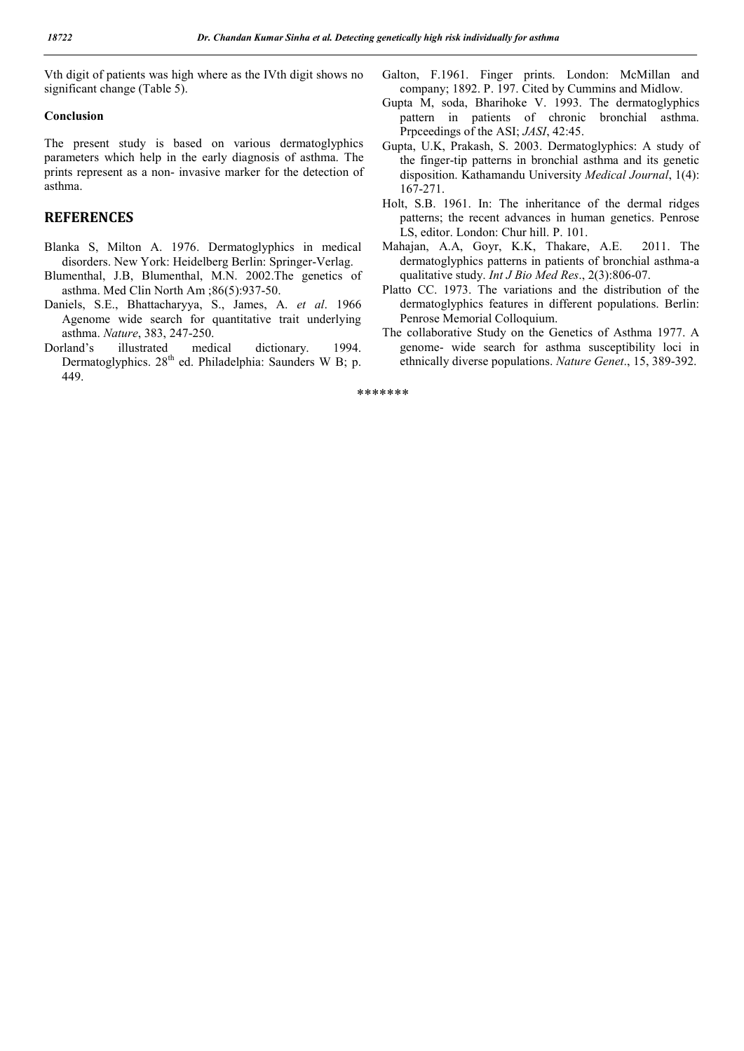Vth digit of patients was high where as the IVth digit shows no significant change (Table 5).

### Conclusion

The present study is based on various dermatoglyphics parameters which help in the early diagnosis of asthma. The prints represent as a non- invasive marker for the detection of asthma.

## REFERENCES

Blanka S, Milton A. 1976. Dermatoglyphics in medical disorders. New York: Heidelberg Berlin: Springer-Verlag.

Blumenthal, J.B, Blumenthal, M.N. 2002.The genetics of asthma. Med Clin North Am ;86(5):937-50.

Daniels, S.E., Bhattacharyya, S., James, A. *et al*. 1966 Agenome wide search for quantitative trait underlying asthma. *Nature*, 383, 247-250.

Dorland's illustrated medical dictionary. 1994. Dermatoglyphics. 28th ed. Philadelphia: Saunders W B; p. 449.

Galton, F.1961. Finger prints. London: McMillan and company; 1892. P. 197. Cited by Cummins and Midlow.

Gupta M, soda, Bharihoke V. 1993. The dermatoglyphics pattern in patients of chronic bronchial asthma. Prpceedings of the ASI; *JASI*, 42:45.

Gupta, U.K, Prakash, S. 2003. Dermatoglyphics: A study of the finger-tip patterns in bronchial asthma and its genetic disposition. Kathamandu University *Medical Journal*, 1(4): 167-271.

Holt, S.B. 1961. In: The inheritance of the dermal ridges patterns; the recent advances in human genetics. Penrose LS, editor. London: Chur hill. P. 101.

Mahajan, A.A, Goyr, K.K, Thakare, A.E. 2011. The dermatoglyphics patterns in patients of bronchial asthma-a qualitative study. *Int J Bio Med Res*., 2(3):806-07.

Platto CC. 1973. The variations and the distribution of the dermatoglyphics features in different populations. Berlin: Penrose Memorial Colloquium.

The collaborative Study on the Genetics of Asthma 1977. A genome- wide search for asthma susceptibility loci in ethnically diverse populations. *Nature Genet*., 15, 389-392.

*******